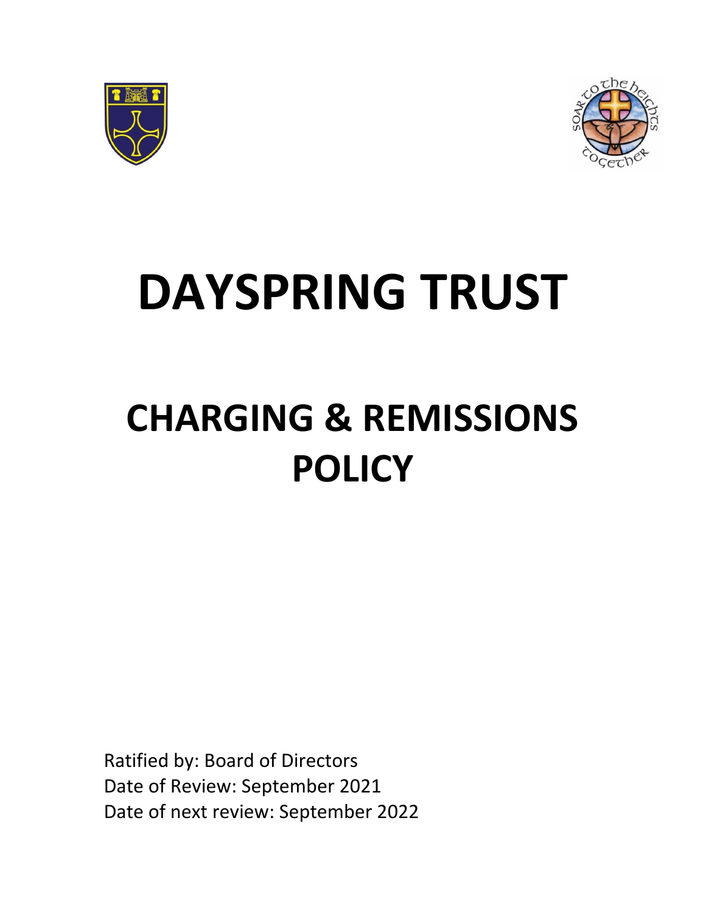# DAYSPRING TRUST

## CHARGING & REMISSIONS POLICY

Ratified by: Board of Directors
Date of Review: September 2021
Date of next review: September 2022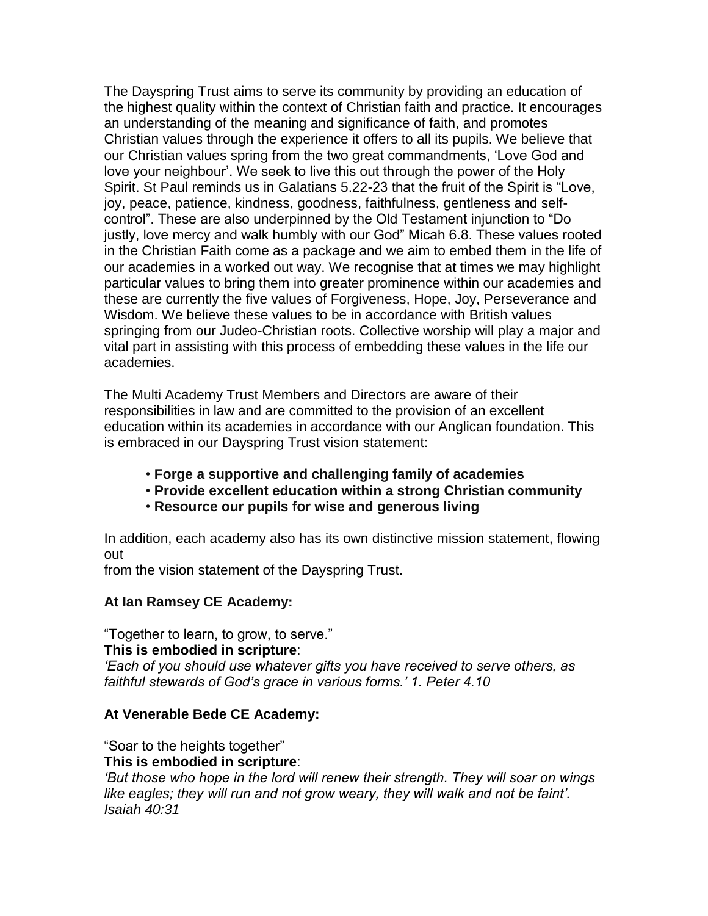The Dayspring Trust aims to serve its community by providing an education of the highest quality within the context of Christian faith and practice. It encourages an understanding of the meaning and significance of faith, and promotes Christian values through the experience it offers to all its pupils. We believe that our Christian values spring from the two great commandments, 'Love God and love your neighbour'. We seek to live this out through the power of the Holy Spirit. St Paul reminds us in Galatians 5.22-23 that the fruit of the Spirit is "Love, joy, peace, patience, kindness, goodness, faithfulness, gentleness and self-control". These are also underpinned by the Old Testament injunction to "Do justly, love mercy and walk humbly with our God" Micah 6.8. These values rooted in the Christian Faith come as a package and we aim to embed them in the life of our academies in a worked out way. We recognise that at times we may highlight particular values to bring them into greater prominence within our academies and these are currently the five values of Forgiveness, Hope, Joy, Perseverance and Wisdom. We believe these values to be in accordance with British values springing from our Judeo-Christian roots. Collective worship will play a major and vital part in assisting with this process of embedding these values in the life our academies.

The Multi Academy Trust Members and Directors are aware of their responsibilities in law and are committed to the provision of an excellent education within its academies in accordance with our Anglican foundation. This is embraced in our Dayspring Trust vision statement:

- **Forge a supportive and challenging family of academies**
- **Provide excellent education within a strong Christian community**
- **Resource our pupils for wise and generous living**

In addition, each academy also has its own distinctive mission statement, flowing out from the vision statement of the Dayspring Trust.

**At Ian Ramsey CE Academy:**

"Together to learn, to grow, to serve."
**This is embodied in scripture**:
*'Each of you should use whatever gifts you have received to serve others, as faithful stewards of God's grace in various forms.' 1. Peter 4.10*

**At Venerable Bede CE Academy:**

"Soar to the heights together"
**This is embodied in scripture**:
*'But those who hope in the lord will renew their strength. They will soar on wings like eagles; they will run and not grow weary, they will walk and not be faint'. Isaiah 40:31*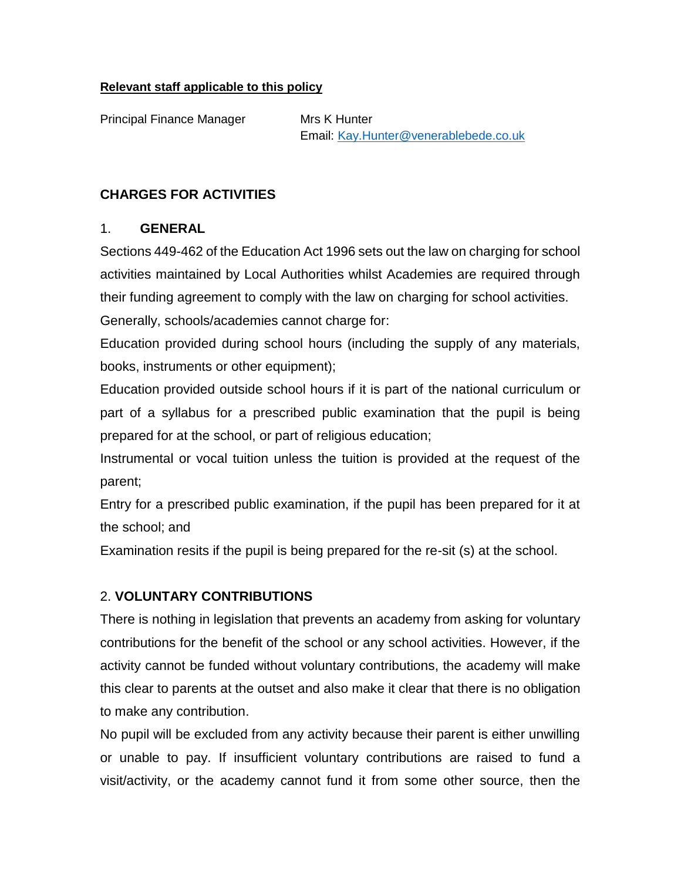**Relevant staff applicable to this policy**

Principal Finance Manager Mrs K Hunter
Email: [Kay.Hunter@venerablebede.co.uk](mailto:Kay.Hunter@venerablebede.co.uk)

## CHARGES FOR ACTIVITIES

### 1. GENERAL

Sections 449-462 of the Education Act 1996 sets out the law on charging for school activities maintained by Local Authorities whilst Academies are required through their funding agreement to comply with the law on charging for school activities.

Generally, schools/academies cannot charge for:

Education provided during school hours (including the supply of any materials, books, instruments or other equipment);

Education provided outside school hours if it is part of the national curriculum or part of a syllabus for a prescribed public examination that the pupil is being prepared for at the school, or part of religious education;

Instrumental or vocal tuition unless the tuition is provided at the request of the parent;

Entry for a prescribed public examination, if the pupil has been prepared for it at the school; and

Examination resits if the pupil is being prepared for the re-sit (s) at the school.

### 2. VOLUNTARY CONTRIBUTIONS

There is nothing in legislation that prevents an academy from asking for voluntary contributions for the benefit of the school or any school activities. However, if the activity cannot be funded without voluntary contributions, the academy will make this clear to parents at the outset and also make it clear that there is no obligation to make any contribution.

No pupil will be excluded from any activity because their parent is either unwilling or unable to pay. If insufficient voluntary contributions are raised to fund a visit/activity, or the academy cannot fund it from some other source, then the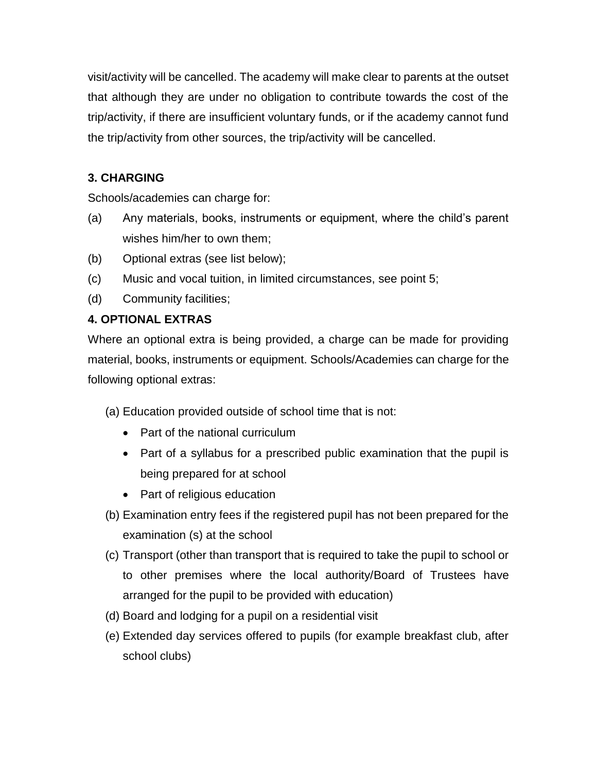visit/activity will be cancelled. The academy will make clear to parents at the outset that although they are under no obligation to contribute towards the cost of the trip/activity, if there are insufficient voluntary funds, or if the academy cannot fund the trip/activity from other sources, the trip/activity will be cancelled.

### 3. CHARGING

Schools/academies can charge for:

(a) Any materials, books, instruments or equipment, where the child's parent wishes him/her to own them;

(b) Optional extras (see list below);

(c) Music and vocal tuition, in limited circumstances, see point 5;

(d) Community facilities;

### 4. OPTIONAL EXTRAS

Where an optional extra is being provided, a charge can be made for providing material, books, instruments or equipment. Schools/Academies can charge for the following optional extras:

(a) Education provided outside of school time that is not:

- Part of the national curriculum
- Part of a syllabus for a prescribed public examination that the pupil is being prepared for at school
- Part of religious education

(b) Examination entry fees if the registered pupil has not been prepared for the examination (s) at the school

(c) Transport (other than transport that is required to take the pupil to school or to other premises where the local authority/Board of Trustees have arranged for the pupil to be provided with education)

(d) Board and lodging for a pupil on a residential visit

(e) Extended day services offered to pupils (for example breakfast club, after school clubs)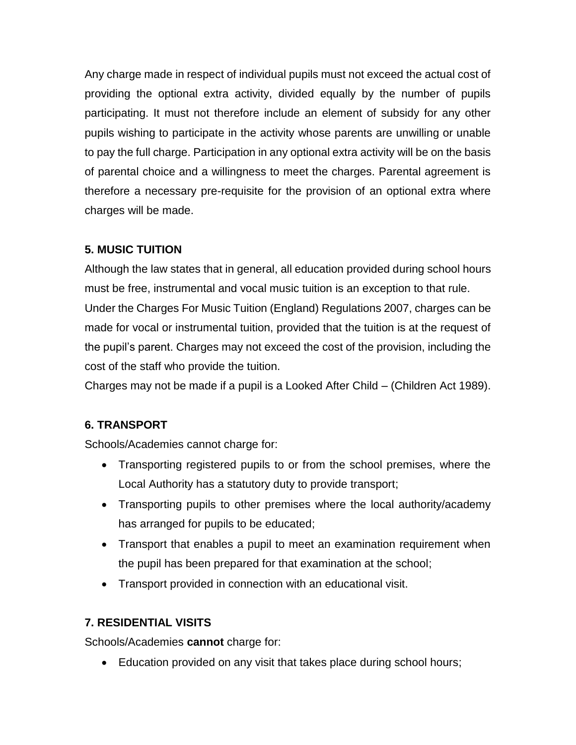Any charge made in respect of individual pupils must not exceed the actual cost of providing the optional extra activity, divided equally by the number of pupils participating. It must not therefore include an element of subsidy for any other pupils wishing to participate in the activity whose parents are unwilling or unable to pay the full charge. Participation in any optional extra activity will be on the basis of parental choice and a willingness to meet the charges. Parental agreement is therefore a necessary pre-requisite for the provision of an optional extra where charges will be made.

### 5. MUSIC TUITION

Although the law states that in general, all education provided during school hours must be free, instrumental and vocal music tuition is an exception to that rule.

Under the Charges For Music Tuition (England) Regulations 2007, charges can be made for vocal or instrumental tuition, provided that the tuition is at the request of the pupil's parent. Charges may not exceed the cost of the provision, including the cost of the staff who provide the tuition.

Charges may not be made if a pupil is a Looked After Child – (Children Act 1989).

### 6. TRANSPORT

Schools/Academies cannot charge for:

- Transporting registered pupils to or from the school premises, where the Local Authority has a statutory duty to provide transport;
- Transporting pupils to other premises where the local authority/academy has arranged for pupils to be educated;
- Transport that enables a pupil to meet an examination requirement when the pupil has been prepared for that examination at the school;
- Transport provided in connection with an educational visit.

### 7. RESIDENTIAL VISITS

Schools/Academies **cannot** charge for:

- Education provided on any visit that takes place during school hours;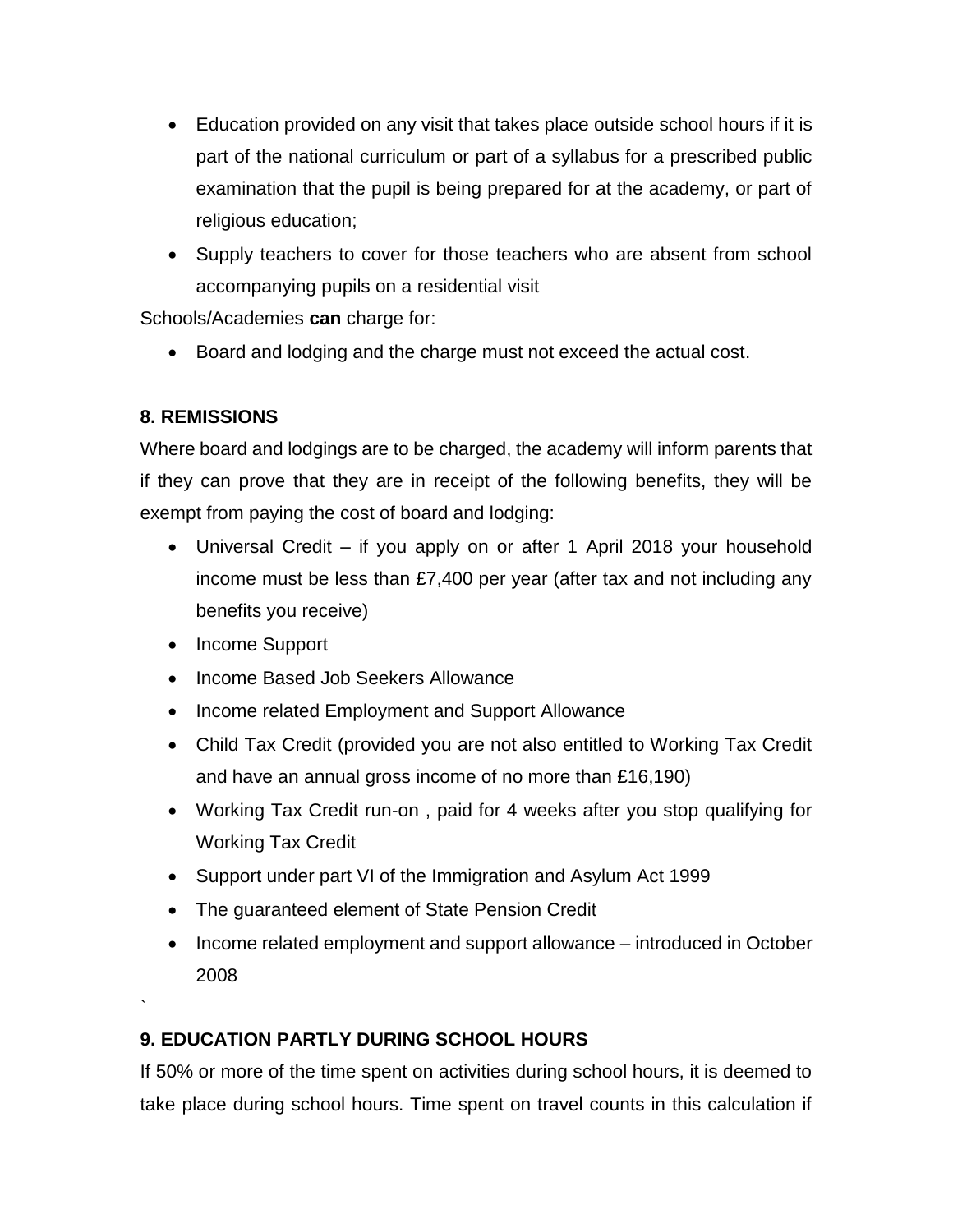- Education provided on any visit that takes place outside school hours if it is part of the national curriculum or part of a syllabus for a prescribed public examination that the pupil is being prepared for at the academy, or part of religious education;
- Supply teachers to cover for those teachers who are absent from school accompanying pupils on a residential visit

Schools/Academies **can** charge for:

- Board and lodging and the charge must not exceed the actual cost.

**8. REMISSIONS**

Where board and lodgings are to be charged, the academy will inform parents that if they can prove that they are in receipt of the following benefits, they will be exempt from paying the cost of board and lodging:

- Universal Credit – if you apply on or after 1 April 2018 your household income must be less than £7,400 per year (after tax and not including any benefits you receive)
- Income Support
- Income Based Job Seekers Allowance
- Income related Employment and Support Allowance
- Child Tax Credit (provided you are not also entitled to Working Tax Credit and have an annual gross income of no more than £16,190)
- Working Tax Credit run-on , paid for 4 weeks after you stop qualifying for Working Tax Credit
- Support under part VI of the Immigration and Asylum Act 1999
- The guaranteed element of State Pension Credit
- Income related employment and support allowance – introduced in October 2008

`

**9. EDUCATION PARTLY DURING SCHOOL HOURS**

If 50% or more of the time spent on activities during school hours, it is deemed to take place during school hours. Time spent on travel counts in this calculation if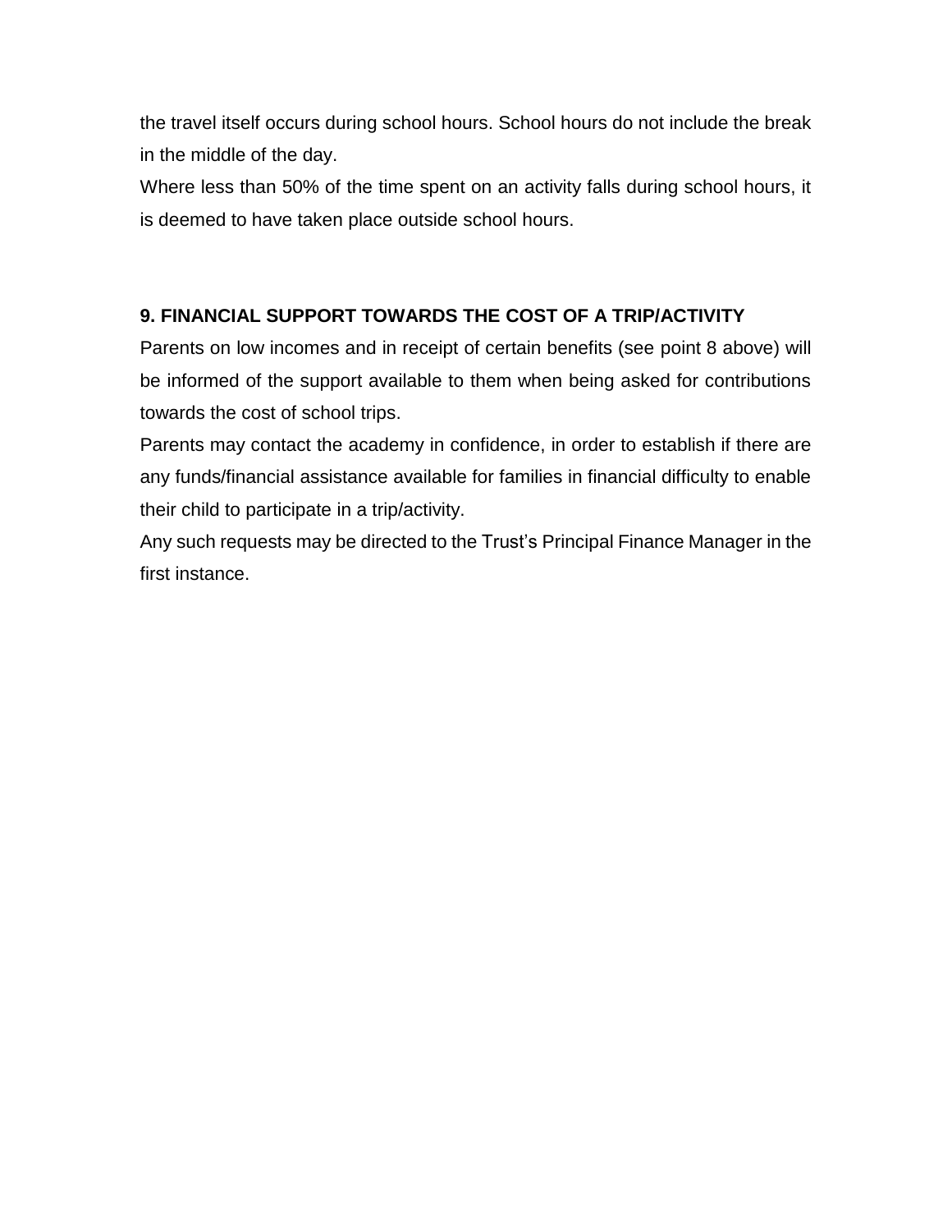the travel itself occurs during school hours. School hours do not include the break in the middle of the day.

Where less than 50% of the time spent on an activity falls during school hours, it is deemed to have taken place outside school hours.

## 9. FINANCIAL SUPPORT TOWARDS THE COST OF A TRIP/ACTIVITY

Parents on low incomes and in receipt of certain benefits (see point 8 above) will be informed of the support available to them when being asked for contributions towards the cost of school trips.

Parents may contact the academy in confidence, in order to establish if there are any funds/financial assistance available for families in financial difficulty to enable their child to participate in a trip/activity.

Any such requests may be directed to the Trust's Principal Finance Manager in the first instance.